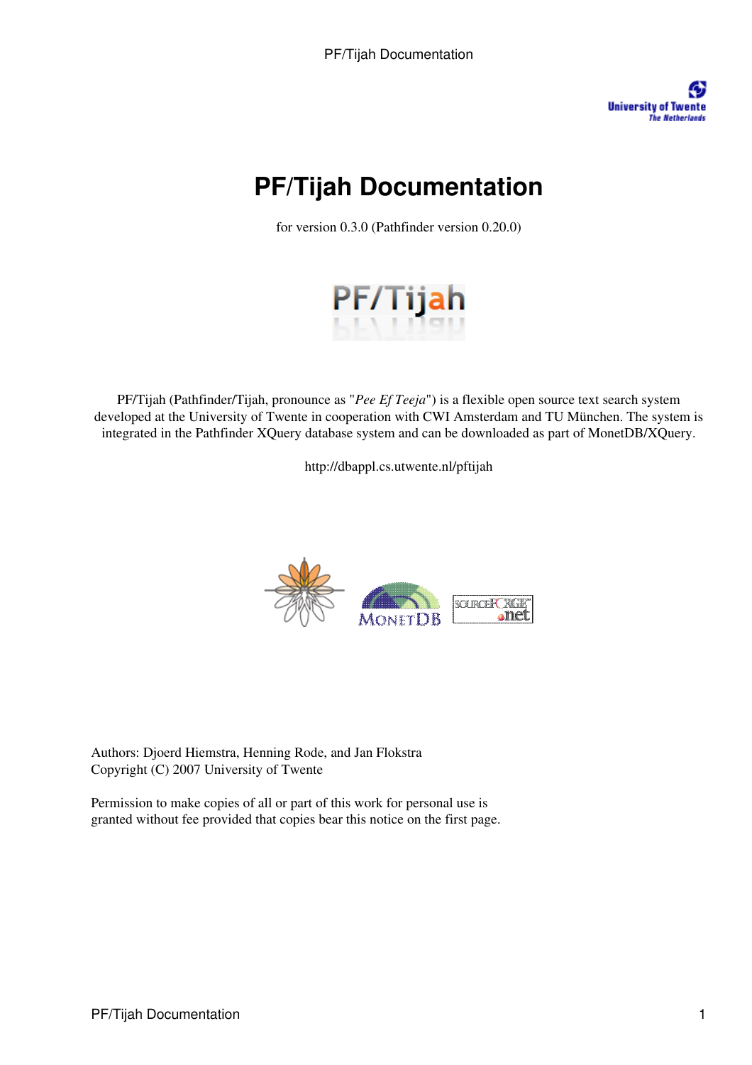# PF/Tijah Documentation

for version 0.3.0 (Pathfinder version 0.20.0)

PF/Tijah (Pathfinder/Tijah, pronounce as "*Pee Ef Teeja*") is a flexible open source text search system developed at the University of Twente in cooperation with CWI Amsterdam and TU München. The system is integrated in the Pathfinder XQuery database system and can be downloaded as part of MonetDB/XQuery.

http://dbappl.cs.utwente.nl/pftijah

Authors: Djoerd Hiemstra, Henning Rode, and Jan Flokstra
Copyright (C) 2007 University of Twente

Permission to make copies of all or part of this work for personal use is granted without fee provided that copies bear this notice on the first page.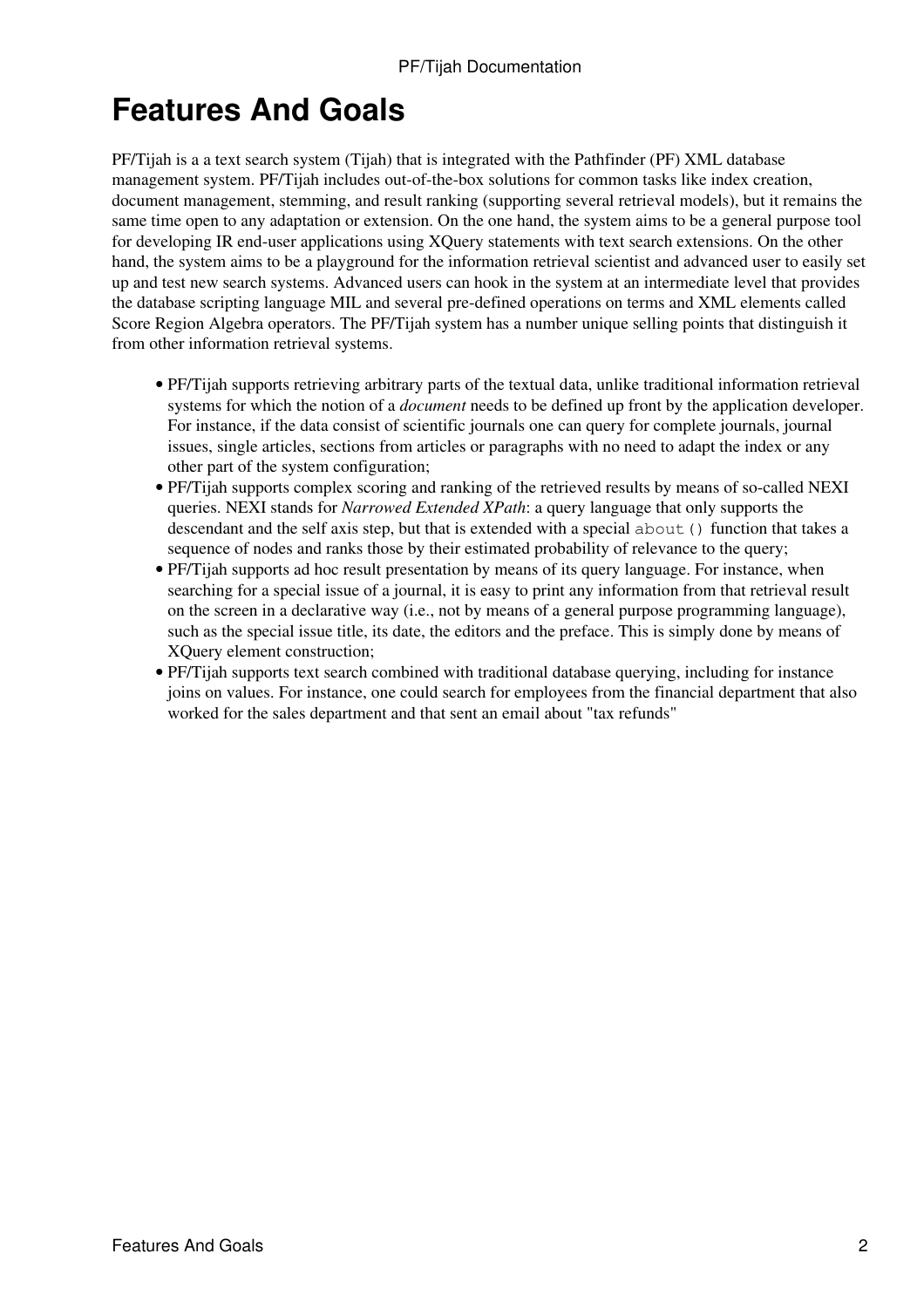# Features And Goals

PF/Tijah is a a text search system (Tijah) that is integrated with the Pathfinder (PF) XML database management system. PF/Tijah includes out-of-the-box solutions for common tasks like index creation, document management, stemming, and result ranking (supporting several retrieval models), but it remains the same time open to any adaptation or extension. On the one hand, the system aims to be a general purpose tool for developing IR end-user applications using XQuery statements with text search extensions. On the other hand, the system aims to be a playground for the information retrieval scientist and advanced user to easily set up and test new search systems. Advanced users can hook in the system at an intermediate level that provides the database scripting language MIL and several pre-defined operations on terms and XML elements called Score Region Algebra operators. The PF/Tijah system has a number unique selling points that distinguish it from other information retrieval systems.

- PF/Tijah supports retrieving arbitrary parts of the textual data, unlike traditional information retrieval systems for which the notion of a *document* needs to be defined up front by the application developer. For instance, if the data consist of scientific journals one can query for complete journals, journal issues, single articles, sections from articles or paragraphs with no need to adapt the index or any other part of the system configuration;
- PF/Tijah supports complex scoring and ranking of the retrieved results by means of so-called NEXI queries. NEXI stands for *Narrowed Extended XPath*: a query language that only supports the descendant and the self axis step, but that is extended with a special `about()` function that takes a sequence of nodes and ranks those by their estimated probability of relevance to the query;
- PF/Tijah supports ad hoc result presentation by means of its query language. For instance, when searching for a special issue of a journal, it is easy to print any information from that retrieval result on the screen in a declarative way (i.e., not by means of a general purpose programming language), such as the special issue title, its date, the editors and the preface. This is simply done by means of XQuery element construction;
- PF/Tijah supports text search combined with traditional database querying, including for instance joins on values. For instance, one could search for employees from the financial department that also worked for the sales department and that sent an email about "tax refunds"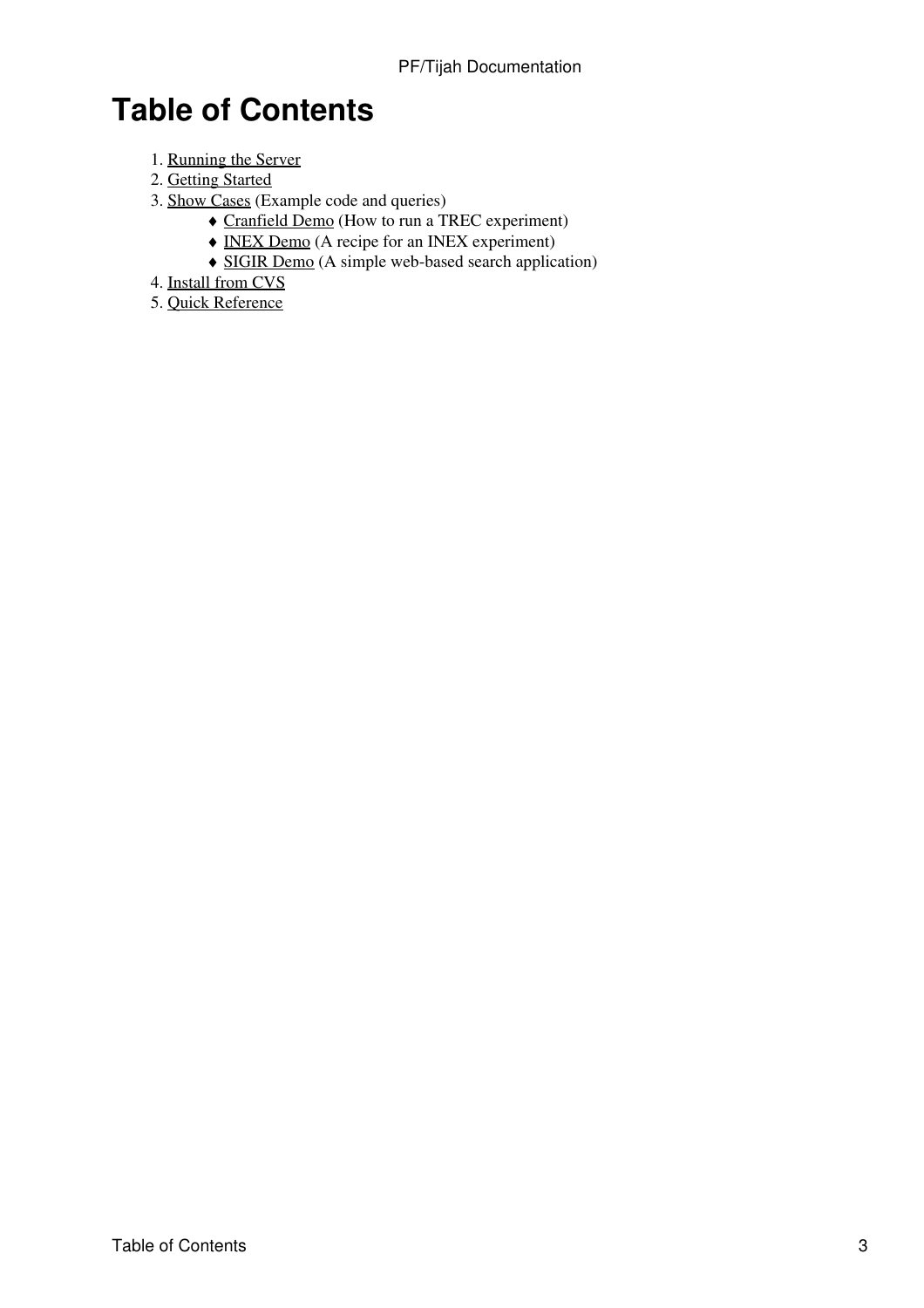# Table of Contents

1. Running the Server
2. Getting Started
3. Show Cases (Example code and queries)
    - Cranfield Demo (How to run a TREC experiment)
    - INEX Demo (A recipe for an INEX experiment)
    - SIGIR Demo (A simple web-based search application)
4. Install from CVS
5. Quick Reference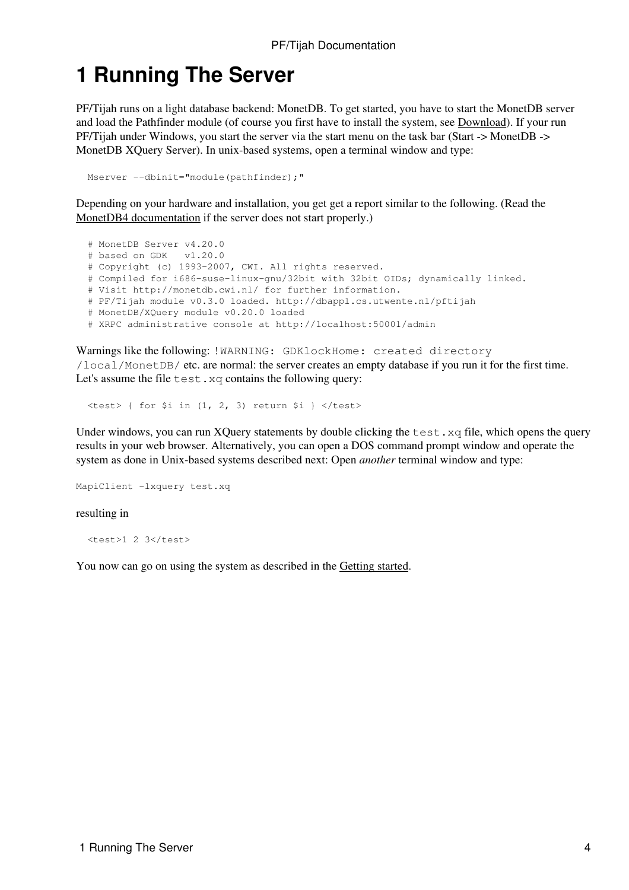# 1 Running The Server

PF/Tijah runs on a light database backend: MonetDB. To get started, you have to start the MonetDB server and load the Pathfinder module (of course you first have to install the system, see Download). If your run PF/Tijah under Windows, you start the server via the start menu on the task bar (Start -> MonetDB -> MonetDB XQuery Server). In unix-based systems, open a terminal window and type:

```
Mserver --dbinit="module(pathfinder);"
```

Depending on your hardware and installation, you get get a report similar to the following. (Read the MonetDB4 documentation if the server does not start properly.)

```
# MonetDB Server v4.20.0
# based on GDK   v1.20.0
# Copyright (c) 1993-2007, CWI. All rights reserved.
# Compiled for i686-suse-linux-gnu/32bit with 32bit OIDs; dynamically linked.
# Visit http://monetdb.cwi.nl/ for further information.
# PF/Tijah module v0.3.0 loaded. http://dbappl.cs.utwente.nl/pftijah
# MonetDB/XQuery module v0.20.0 loaded
# XRPC administrative console at http://localhost:50001/admin
```

Warnings like the following: `!WARNING: GDKlockHome: created directory /local/MonetDB/` etc. are normal: the server creates an empty database if you run it for the first time. Let's assume the file `test.xq` contains the following query:

```
<test> { for $i in (1, 2, 3) return $i } </test>
```

Under windows, you can run XQuery statements by double clicking the `test.xq` file, which opens the query results in your web browser. Alternatively, you can open a DOS command prompt window and operate the system as done in Unix-based systems described next: Open *another* terminal window and type:

```
MapiClient -lxquery test.xq
```

resulting in

```
<test>1 2 3</test>
```

You now can go on using the system as described in the Getting started.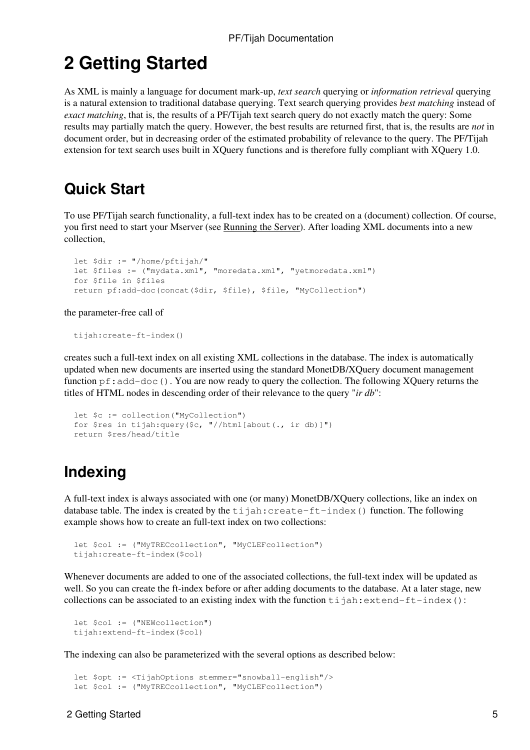# 2 Getting Started

As XML is mainly a language for document mark-up, *text search* querying or *information retrieval* querying is a natural extension to traditional database querying. Text search querying provides *best matching* instead of *exact matching*, that is, the results of a PF/Tijah text search query do not exactly match the query: Some results may partially match the query. However, the best results are returned first, that is, the results are *not* in document order, but in decreasing order of the estimated probability of relevance to the query. The PF/Tijah extension for text search uses built in XQuery functions and is therefore fully compliant with XQuery 1.0.

## Quick Start

To use PF/Tijah search functionality, a full-text index has to be created on a (document) collection. Of course, you first need to start your Mserver (see Running the Server). After loading XML documents into a new collection,

```
let $dir := "/home/pftijah/"
let $files := ("mydata.xml", "moredata.xml", "yetmoredata.xml")
for $file in $files
return pf:add-doc(concat($dir, $file), $file, "MyCollection")
```

the parameter-free call of

```
tijah:create-ft-index()
```

creates such a full-text index on all existing XML collections in the database. The index is automatically updated when new documents are inserted using the standard MonetDB/XQuery document management function `pf:add-doc()`. You are now ready to query the collection. The following XQuery returns the titles of HTML nodes in descending order of their relevance to the query "*ir db*":

```
let $c := collection("MyCollection")
for $res in tijah:query($c, "//html[about(., ir db)]")
return $res/head/title
```

## Indexing

A full-text index is always associated with one (or many) MonetDB/XQuery collections, like an index on database table. The index is created by the `tijah:create-ft-index()` function. The following example shows how to create an full-text index on two collections:

```
let $col := ("MyTRECcollection", "MyCLEFcollection")
tijah:create-ft-index($col)
```

Whenever documents are added to one of the associated collections, the full-text index will be updated as well. So you can create the ft-index before or after adding documents to the database. At a later stage, new collections can be associated to an existing index with the function `tijah:extend-ft-index()`:

```
let $col := ("NEWcollection")
tijah:extend-ft-index($col)
```

The indexing can also be parameterized with the several options as described below:

```
let $opt := <TijahOptions stemmer="snowball-english"/>
let $col := ("MyTRECcollection", "MyCLEFcollection")
```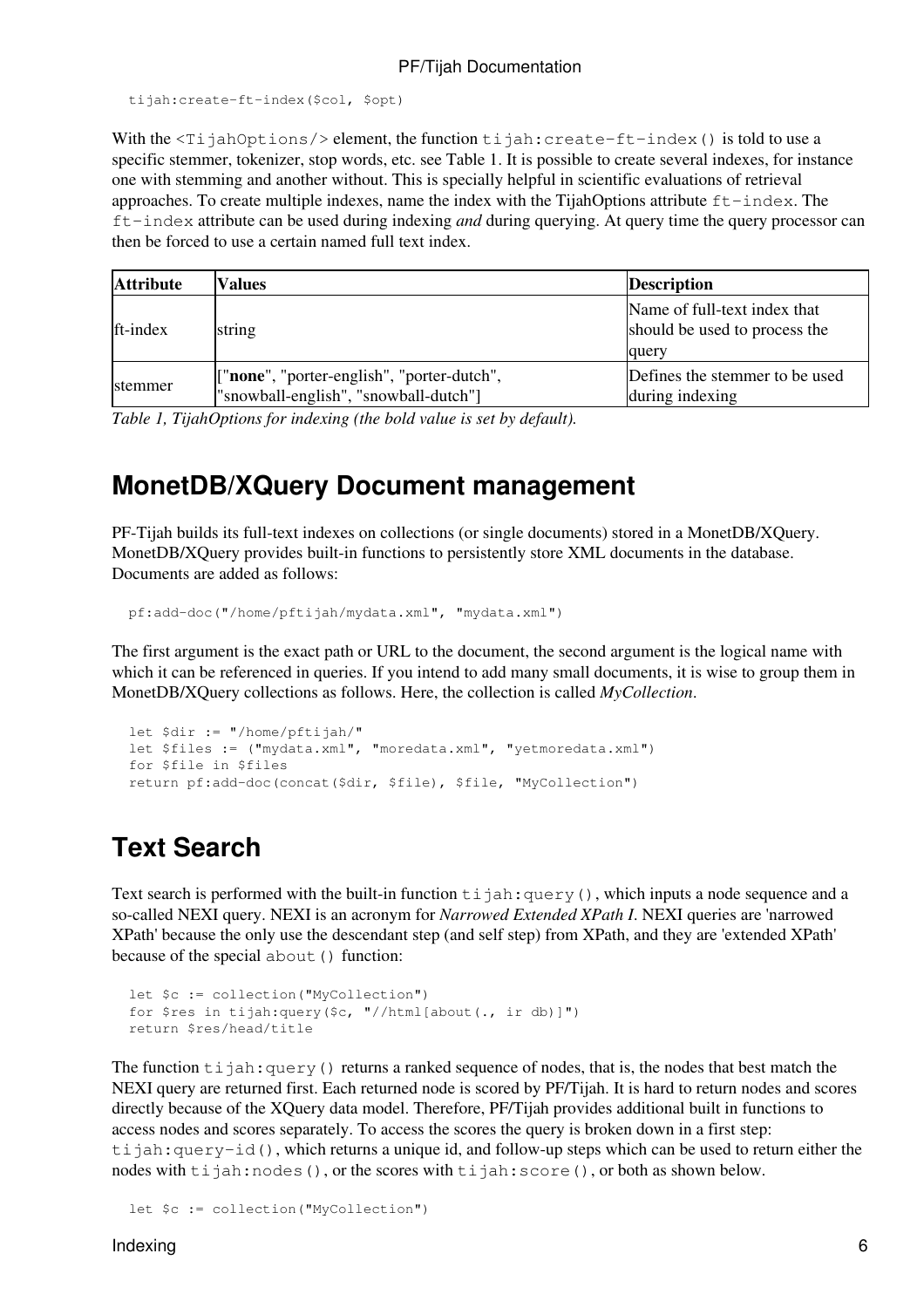```
tijah:create-ft-index($col, $opt)
```

With the `<TijahOptions/>` element, the function `tijah:create-ft-index()` is told to use a specific stemmer, tokenizer, stop words, etc. see Table 1. It is possible to create several indexes, for instance one with stemming and another without. This is specially helpful in scientific evaluations of retrieval approaches. To create multiple indexes, name the index with the TijahOptions attribute `ft-index`. The `ft-index` attribute can be used during indexing *and* during querying. At query time the query processor can then be forced to use a certain named full text index.

| **Attribute** | **Values** | **Description** |
|---|---|---|
| ft-index | string | Name of full-text index that should be used to process the query |
| stemmer | ["**none**", "porter-english", "porter-dutch", "snowball-english", "snowball-dutch"] | Defines the stemmer to be used during indexing |

*Table 1, TijahOptions for indexing (the bold value is set by default).*

## MonetDB/XQuery Document management

PF-Tijah builds its full-text indexes on collections (or single documents) stored in a MonetDB/XQuery. MonetDB/XQuery provides built-in functions to persistently store XML documents in the database. Documents are added as follows:

```
pf:add-doc("/home/pftijah/mydata.xml", "mydata.xml")
```

The first argument is the exact path or URL to the document, the second argument is the logical name with which it can be referenced in queries. If you intend to add many small documents, it is wise to group them in MonetDB/XQuery collections as follows. Here, the collection is called *MyCollection*.

```
let $dir := "/home/pftijah/"
let $files := ("mydata.xml", "moredata.xml", "yetmoredata.xml")
for $file in $files
return pf:add-doc(concat($dir, $file), $file, "MyCollection")
```

## Text Search

Text search is performed with the built-in function `tijah:query()`, which inputs a node sequence and a so-called NEXI query. NEXI is an acronym for *Narrowed Extended XPath I*. NEXI queries are 'narrowed XPath' because the only use the descendant step (and self step) from XPath, and they are 'extended XPath' because of the special `about()` function:

```
let $c := collection("MyCollection")
for $res in tijah:query($c, "//html[about(., ir db)]")
return $res/head/title
```

The function `tijah:query()` returns a ranked sequence of nodes, that is, the nodes that best match the NEXI query are returned first. Each returned node is scored by PF/Tijah. It is hard to return nodes and scores directly because of the XQuery data model. Therefore, PF/Tijah provides additional built in functions to access nodes and scores separately. To access the scores the query is broken down in a first step: `tijah:query-id()`, which returns a unique id, and follow-up steps which can be used to return either the nodes with `tijah:nodes()`, or the scores with `tijah:score()`, or both as shown below.

```
let $c := collection("MyCollection")
```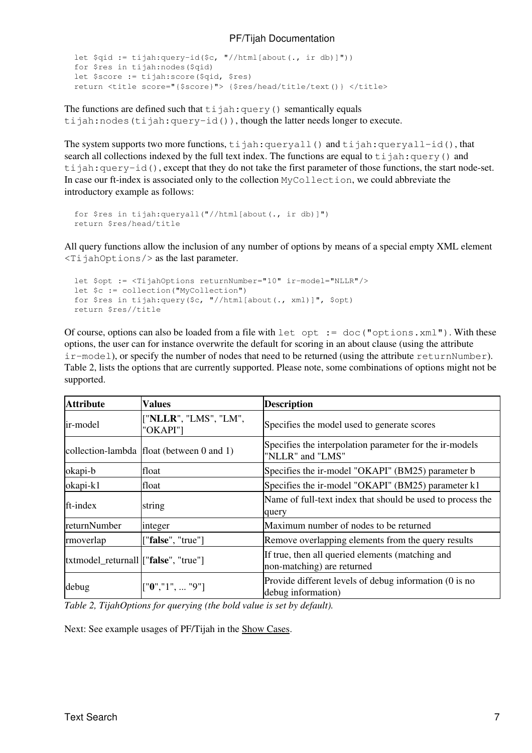```
let $qid := tijah:query-id($c, "//html[about(., ir db)]"))
for $res in tijah:nodes($qid)
let $score := tijah:score($qid, $res)
return <title score="{$score}"> {$res/head/title/text()} </title>
```

The functions are defined such that `tijah:query()` semantically equals `tijah:nodes(tijah:query-id())`, though the latter needs longer to execute.

The system supports two more functions, `tijah:queryall()` and `tijah:queryall-id()`, that search all collections indexed by the full text index. The functions are equal to `tijah:query()` and `tijah:query-id()`, except that they do not take the first parameter of those functions, the start node-set. In case our ft-index is associated only to the collection `MyCollection`, we could abbreviate the introductory example as follows:

```
for $res in tijah:queryall("//html[about(., ir db)]")
return $res/head/title
```

All query functions allow the inclusion of any number of options by means of a special empty XML element `<TijahOptions/>` as the last parameter.

```
let $opt := <TijahOptions returnNumber="10" ir-model="NLLR"/>
let $c := collection("MyCollection")
for $res in tijah:query($c, "//html[about(., xml)]", $opt)
return $res//title
```

Of course, options can also be loaded from a file with `let opt := doc("options.xml")`. With these options, the user can for instance overwrite the default for scoring in an about clause (using the attribute `ir-model`), or specify the number of nodes that need to be returned (using the attribute `returnNumber`). Table 2, lists the options that are currently supported. Please note, some combinations of options might not be supported.

| **Attribute** | **Values** | **Description** |
|---|---|---|
| ir-model | ["**NLLR**", "LMS", "LM", "OKAPI"] | Specifies the model used to generate scores |
| collection-lambda | float (between 0 and 1) | Specifies the interpolation parameter for the ir-models "NLLR" and "LMS" |
| okapi-b | float | Specifies the ir-model "OKAPI" (BM25) parameter b |
| okapi-k1 | float | Specifies the ir-model "OKAPI" (BM25) parameter k1 |
| ft-index | string | Name of full-text index that should be used to process the query |
| returnNumber | integer | Maximum number of nodes to be returned |
| rmoverlap | ["**false**", "true"] | Remove overlapping elements from the query results |
| txtmodel_returnall | ["**false**", "true"] | If true, then all queried elements (matching and non-matching) are returned |
| debug | ["**0**","1", ... "9"] | Provide different levels of debug information (0 is no debug information) |

*Table 2, TijahOptions for querying (the bold value is set by default).*

Next: See example usages of PF/Tijah in the Show Cases.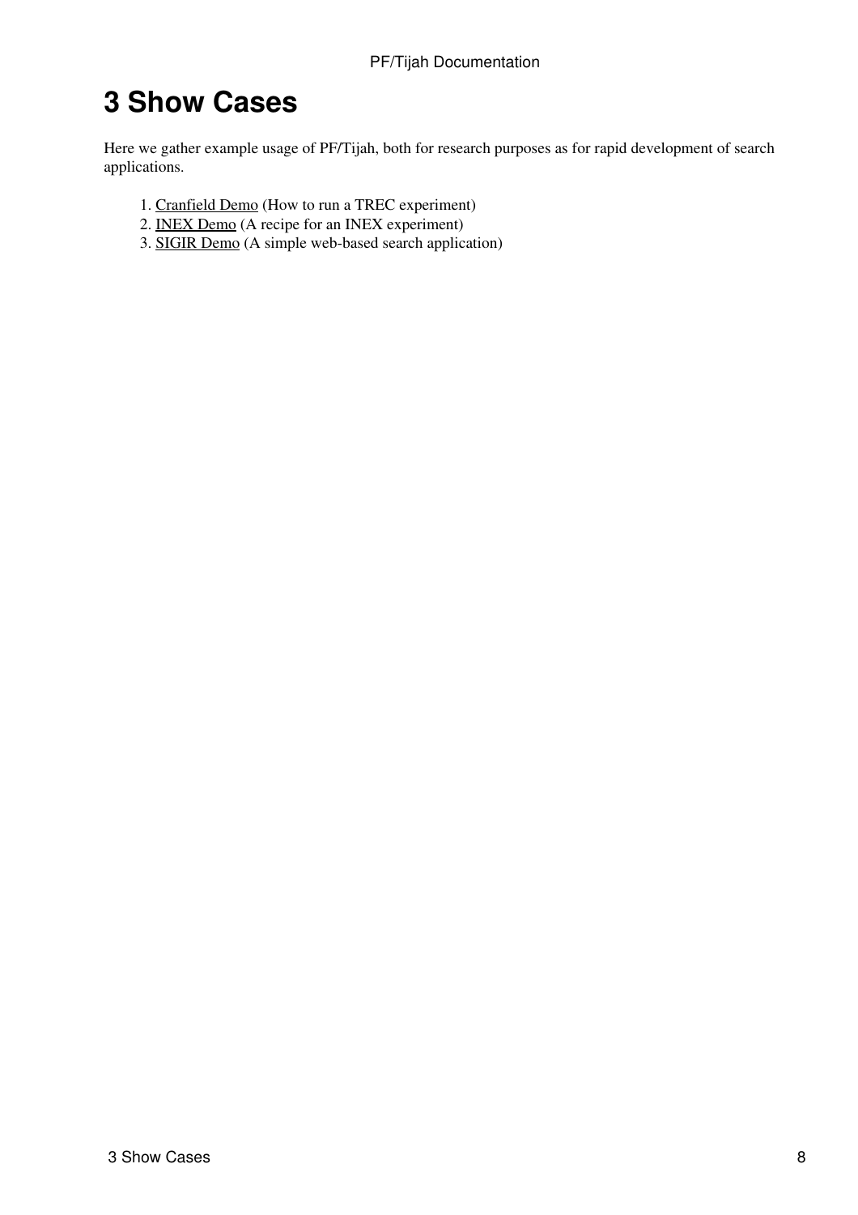# 3 Show Cases

Here we gather example usage of PF/Tijah, both for research purposes as for rapid development of search applications.

1. Cranfield Demo (How to run a TREC experiment)
2. INEX Demo (A recipe for an INEX experiment)
3. SIGIR Demo (A simple web-based search application)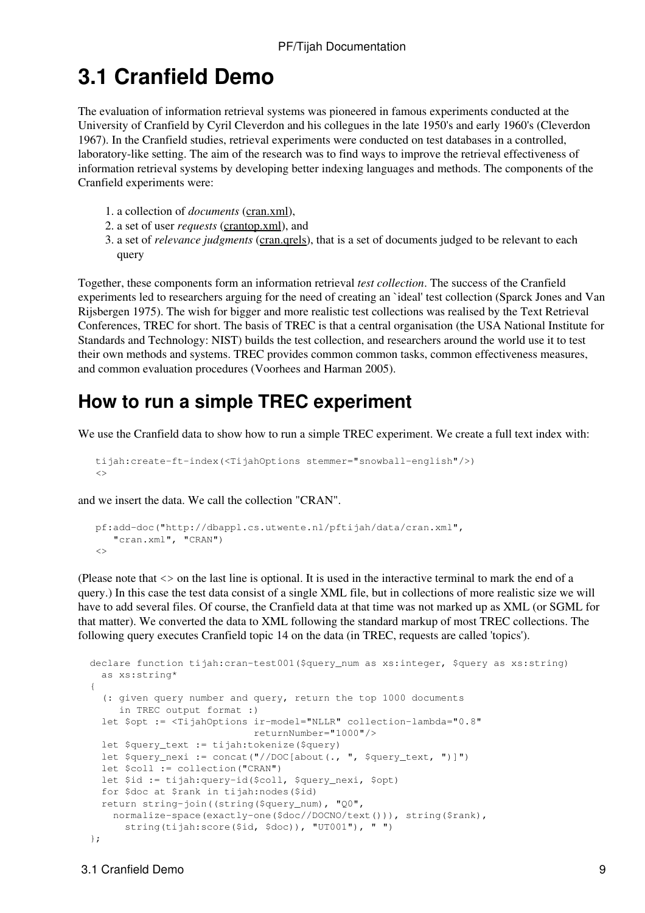# 3.1 Cranfield Demo

The evaluation of information retrieval systems was pioneered in famous experiments conducted at the University of Cranfield by Cyril Cleverdon and his collegues in the late 1950's and early 1960's (Cleverdon 1967). In the Cranfield studies, retrieval experiments were conducted on test databases in a controlled, laboratory-like setting. The aim of the research was to find ways to improve the retrieval effectiveness of information retrieval systems by developing better indexing languages and methods. The components of the Cranfield experiments were:

1. a collection of *documents* (cran.xml),
2. a set of user *requests* (crantop.xml), and
3. a set of *relevance judgments* (cran.qrels), that is a set of documents judged to be relevant to each query

Together, these components form an information retrieval *test collection*. The success of the Cranfield experiments led to researchers arguing for the need of creating an `ideal' test collection (Sparck Jones and Van Rijsbergen 1975). The wish for bigger and more realistic test collections was realised by the Text Retrieval Conferences, TREC for short. The basis of TREC is that a central organisation (the USA National Institute for Standards and Technology: NIST) builds the test collection, and researchers around the world use it to test their own methods and systems. TREC provides common common tasks, common effectiveness measures, and common evaluation procedures (Voorhees and Harman 2005).

## How to run a simple TREC experiment

We use the Cranfield data to show how to run a simple TREC experiment. We create a full text index with:

```
tijah:create-ft-index(<TijahOptions stemmer="snowball-english"/>)
<>
```

and we insert the data. We call the collection "CRAN".

```
pf:add-doc("http://dbappl.cs.utwente.nl/pftijah/data/cran.xml",
   "cran.xml", "CRAN")
<>
```

(Please note that <> on the last line is optional. It is used in the interactive terminal to mark the end of a query.) In this case the test data consist of a single XML file, but in collections of more realistic size we will have to add several files. Of course, the Cranfield data at that time was not marked up as XML (or SGML for that matter). We converted the data to XML following the standard markup of most TREC collections. The following query executes Cranfield topic 14 on the data (in TREC, requests are called 'topics').

```
declare function tijah:cran-test001($query_num as xs:integer, $query as xs:string)
  as xs:string*
{
  (: given query number and query, return the top 1000 documents
     in TREC output format :)
  let $opt := <TijahOptions ir-model="NLLR" collection-lambda="0.8"
                            returnNumber="1000"/>
  let $query_text := tijah:tokenize($query)
  let $query_nexi := concat("//DOC[about(., ", $query_text, ")]")
  let $coll := collection("CRAN")
  let $id := tijah:query-id($coll, $query_nexi, $opt)
  for $doc at $rank in tijah:nodes($id)
  return string-join((string($query_num), "Q0",
    normalize-space(exactly-one($doc//DOCNO/text())), string($rank),
      string(tijah:score($id, $doc)), "UT001"), " ")
};
```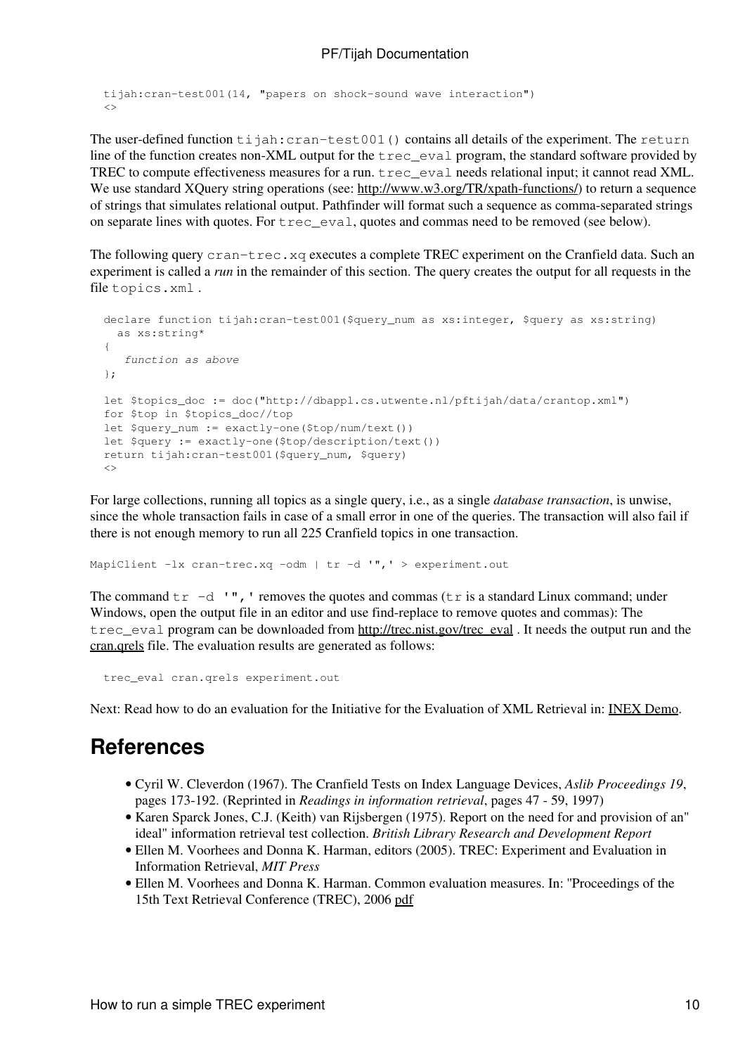```
tijah:cran-test001(14, "papers on shock-sound wave interaction")
<>
```

The user-defined function `tijah:cran-test001()` contains all details of the experiment. The `return` line of the function creates non-XML output for the `trec_eval` program, the standard software provided by TREC to compute effectiveness measures for a run. `trec_eval` needs relational input; it cannot read XML. We use standard XQuery string operations (see: http://www.w3.org/TR/xpath-functions/) to return a sequence of strings that simulates relational output. Pathfinder will format such a sequence as comma-separated strings on separate lines with quotes. For `trec_eval`, quotes and commas need to be removed (see below).

The following query `cran-trec.xq` executes a complete TREC experiment on the Cranfield data. Such an experiment is called a *run* in the remainder of this section. The query creates the output for all requests in the file `topics.xml` .

```
declare function tijah:cran-test001($query_num as xs:integer, $query as xs:string)
  as xs:string*
{
   function as above
};

let $topics_doc := doc("http://dbappl.cs.utwente.nl/pftijah/data/crantop.xml")
for $top in $topics_doc//top
let $query_num := exactly-one($top/num/text())
let $query := exactly-one($top/description/text())
return tijah:cran-test001($query_num, $query)
<>
```

For large collections, running all topics as a single query, i.e., as a single *database transaction*, is unwise, since the whole transaction fails in case of a small error in one of the queries. The transaction will also fail if there is not enough memory to run all 225 Cranfield topics in one transaction.

```
MapiClient -lx cran-trec.xq -odm | tr -d '",' > experiment.out
```

The command `tr -d '",'` removes the quotes and commas (`tr` is a standard Linux command; under Windows, open the output file in an editor and use find-replace to remove quotes and commas): The `trec_eval` program can be downloaded from http://trec.nist.gov/trec_eval . It needs the output run and the cran.qrels file. The evaluation results are generated as follows:

```
trec_eval cran.qrels experiment.out
```

Next: Read how to do an evaluation for the Initiative for the Evaluation of XML Retrieval in: INEX Demo.

## References

- Cyril W. Cleverdon (1967). The Cranfield Tests on Index Language Devices, *Aslib Proceedings 19*, pages 173-192. (Reprinted in *Readings in information retrieval*, pages 47 - 59, 1997)
- Karen Sparck Jones, C.J. (Keith) van Rijsbergen (1975). Report on the need for and provision of an" ideal" information retrieval test collection. *British Library Research and Development Report*
- Ellen M. Voorhees and Donna K. Harman, editors (2005). TREC: Experiment and Evaluation in Information Retrieval, *MIT Press*
- Ellen M. Voorhees and Donna K. Harman. Common evaluation measures. In: "Proceedings of the 15th Text Retrieval Conference (TREC), 2006 pdf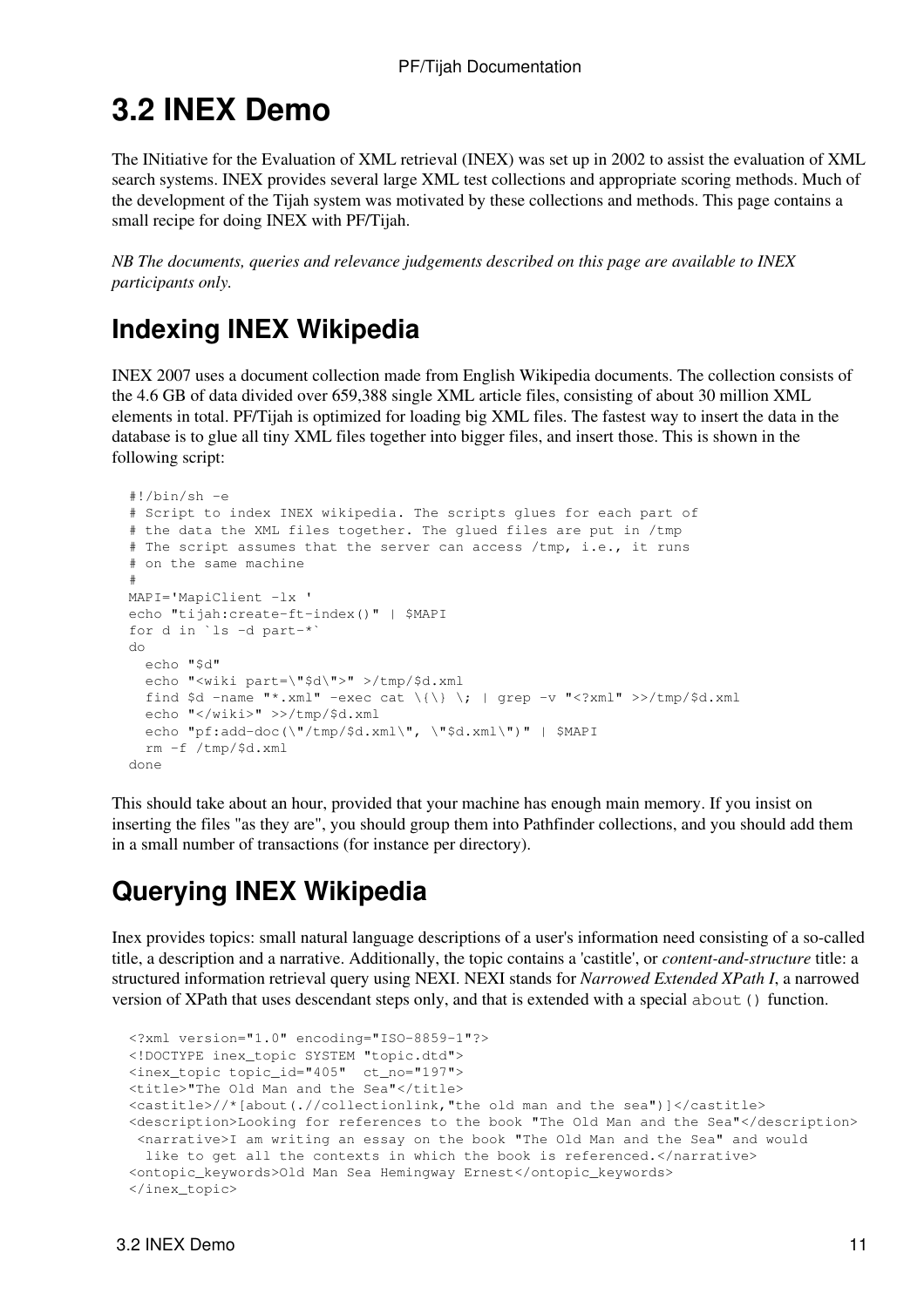# 3.2 INEX Demo

The INitiative for the Evaluation of XML retrieval (INEX) was set up in 2002 to assist the evaluation of XML search systems. INEX provides several large XML test collections and appropriate scoring methods. Much of the development of the Tijah system was motivated by these collections and methods. This page contains a small recipe for doing INEX with PF/Tijah.

*NB The documents, queries and relevance judgements described on this page are available to INEX participants only.*

## Indexing INEX Wikipedia

INEX 2007 uses a document collection made from English Wikipedia documents. The collection consists of the 4.6 GB of data divided over 659,388 single XML article files, consisting of about 30 million XML elements in total. PF/Tijah is optimized for loading big XML files. The fastest way to insert the data in the database is to glue all tiny XML files together into bigger files, and insert those. This is shown in the following script:

```
#!/bin/sh -e
# Script to index INEX wikipedia. The scripts glues for each part of
# the data the XML files together. The glued files are put in /tmp
# The script assumes that the server can access /tmp, i.e., it runs
# on the same machine
#
MAPI='MapiClient -lx '
echo "tijah:create-ft-index()" | $MAPI
for d in `ls -d part-*`
do
  echo "$d"
  echo "<wiki part=\"$d\">" >/tmp/$d.xml
  find $d -name "*.xml" -exec cat \{\} \; | grep -v "<?xml" >>/tmp/$d.xml
  echo "</wiki>" >>/tmp/$d.xml
  echo "pf:add-doc(\"/tmp/$d.xml\", \"$d.xml\")" | $MAPI
  rm -f /tmp/$d.xml
done
```

This should take about an hour, provided that your machine has enough main memory. If you insist on inserting the files "as they are", you should group them into Pathfinder collections, and you should add them in a small number of transactions (for instance per directory).

## Querying INEX Wikipedia

Inex provides topics: small natural language descriptions of a user's information need consisting of a so-called title, a description and a narrative. Additionally, the topic contains a 'castitle', or *content-and-structure* title: a structured information retrieval query using NEXI. NEXI stands for *Narrowed Extended XPath I*, a narrowed version of XPath that uses descendant steps only, and that is extended with a special `about()` function.

```
<?xml version="1.0" encoding="ISO-8859-1"?>
<!DOCTYPE inex_topic SYSTEM "topic.dtd">
<inex_topic topic_id="405"  ct_no="197">
<title>"The Old Man and the Sea"</title>
<castitle>//*[about(.//collectionlink,"the old man and the sea")]</castitle>
<description>Looking for references to the book "The Old Man and the Sea"</description>
 <narrative>I am writing an essay on the book "The Old Man and the Sea" and would
  like to get all the contexts in which the book is referenced.</narrative>
<ontopic_keywords>Old Man Sea Hemingway Ernest</ontopic_keywords>
</inex_topic>
```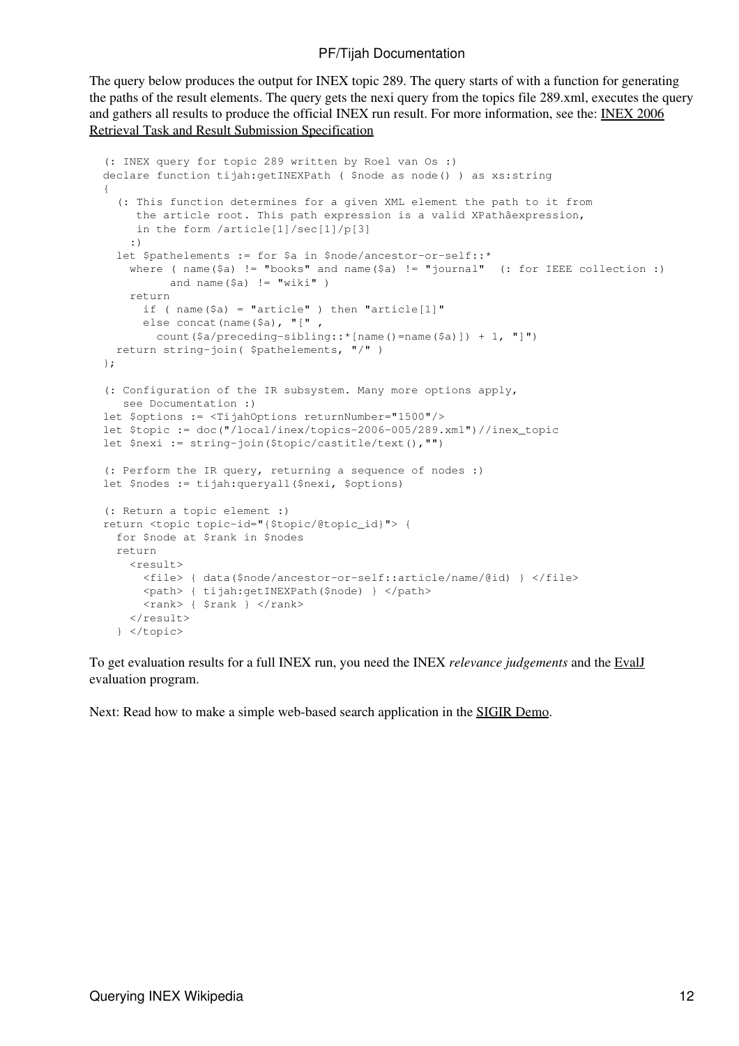The query below produces the output for INEX topic 289. The query starts of with a function for generating the paths of the result elements. The query gets the nexi query from the topics file 289.xml, executes the query and gathers all results to produce the official INEX run result. For more information, see the: [INEX 2006 Retrieval Task and Result Submission Specification]

```
(: INEX query for topic 289 written by Roel van Os :)
declare function tijah:getINEXPath ( $node as node() ) as xs:string
{
  (: This function determines for a given XML element the path to it from
     the article root. This path expression is a valid XPathâexpression,
     in the form /article[1]/sec[1]/p[3]
   :)
  let $pathelements := for $a in $node/ancestor-or-self::*
    where ( name($a) != "books" and name($a) != "journal"  (: for IEEE collection :)
          and name($a) != "wiki" )
    return
      if ( name($a) = "article" ) then "article[1]"
      else concat(name($a), "[" ,
        count($a/preceding-sibling::*[name()=name($a)]) + 1, "]")
  return string-join( $pathelements, "/" )
};

(: Configuration of the IR subsystem. Many more options apply,
   see Documentation :)
let $options := <TijahOptions returnNumber="1500"/>
let $topic := doc("/local/inex/topics-2006-005/289.xml")//inex_topic
let $nexi := string-join($topic/castitle/text(),"")

(: Perform the IR query, returning a sequence of nodes :)
let $nodes := tijah:queryall($nexi, $options)

(: Return a topic element :)
return <topic topic-id="{$topic/@topic_id}"> {
  for $node at $rank in $nodes
  return
    <result>
      <file> { data($node/ancestor-or-self::article/name/@id) } </file>
      <path> { tijah:getINEXPath($node) } </path>
      <rank> { $rank } </rank>
    </result>
  } </topic>
```

To get evaluation results for a full INEX run, you need the INEX *relevance judgements* and the EvalJ evaluation program.

Next: Read how to make a simple web-based search application in the SIGIR Demo.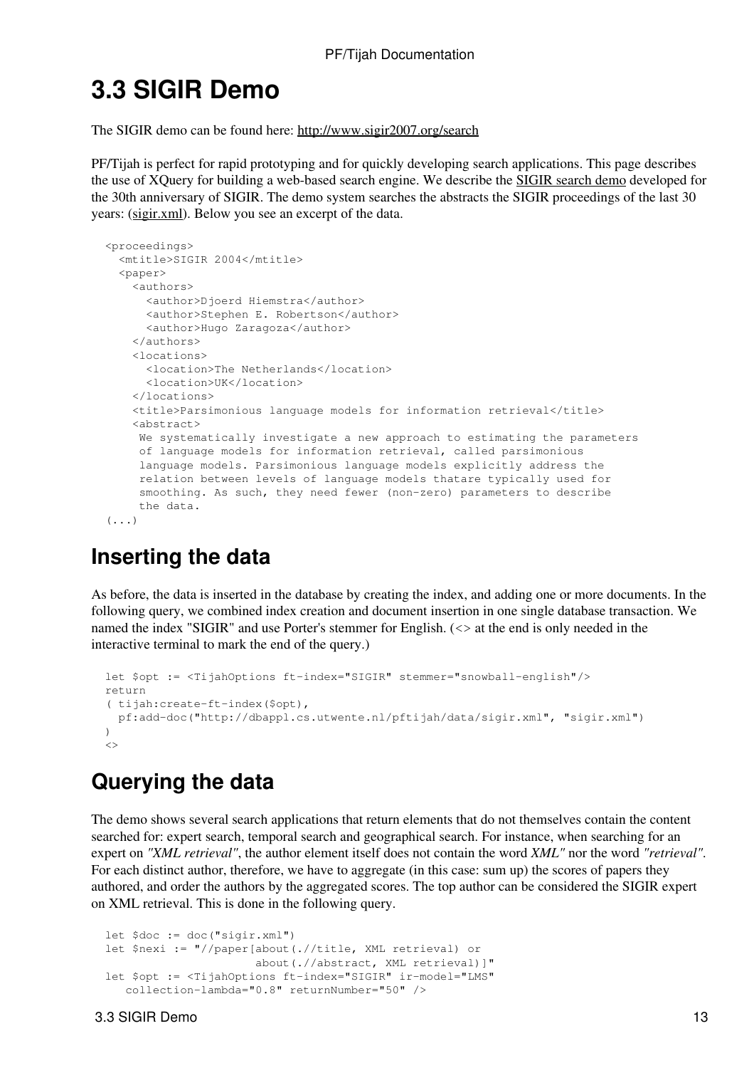# 3.3 SIGIR Demo

The SIGIR demo can be found here: http://www.sigir2007.org/search

PF/Tijah is perfect for rapid prototyping and for quickly developing search applications. This page describes the use of XQuery for building a web-based search engine. We describe the SIGIR search demo developed for the 30th anniversary of SIGIR. The demo system searches the abstracts the SIGIR proceedings of the last 30 years: (sigir.xml). Below you see an excerpt of the data.

```
<proceedings>
  <mtitle>SIGIR 2004</mtitle>
  <paper>
    <authors>
      <author>Djoerd Hiemstra</author>
      <author>Stephen E. Robertson</author>
      <author>Hugo Zaragoza</author>
    </authors>
    <locations>
      <location>The Netherlands</location>
      <location>UK</location>
    </locations>
    <title>Parsimonious language models for information retrieval</title>
    <abstract>
     We systematically investigate a new approach to estimating the parameters
     of language models for information retrieval, called parsimonious
     language models. Parsimonious language models explicitly address the
     relation between levels of language models thatare typically used for
     smoothing. As such, they need fewer (non-zero) parameters to describe
     the data.
(...)
```

## Inserting the data

As before, the data is inserted in the database by creating the index, and adding one or more documents. In the following query, we combined index creation and document insertion in one single database transaction. We named the index "SIGIR" and use Porter's stemmer for English. (<> at the end is only needed in the interactive terminal to mark the end of the query.)

```
let $opt := <TijahOptions ft-index="SIGIR" stemmer="snowball-english"/>
return
( tijah:create-ft-index($opt),
  pf:add-doc("http://dbappl.cs.utwente.nl/pftijah/data/sigir.xml", "sigir.xml")
)
<>
```

## Querying the data

The demo shows several search applications that return elements that do not themselves contain the content searched for: expert search, temporal search and geographical search. For instance, when searching for an expert on *"XML retrieval"*, the author element itself does not contain the word *XML"* nor the word *"retrieval"*. For each distinct author, therefore, we have to aggregate (in this case: sum up) the scores of papers they authored, and order the authors by the aggregated scores. The top author can be considered the SIGIR expert on XML retrieval. This is done in the following query.

```
let $doc := doc("sigir.xml")
let $nexi := "//paper[about(.//title, XML retrieval) or
                      about(.//abstract, XML retrieval)]"
let $opt := <TijahOptions ft-index="SIGIR" ir-model="LMS"
   collection-lambda="0.8" returnNumber="50" />
```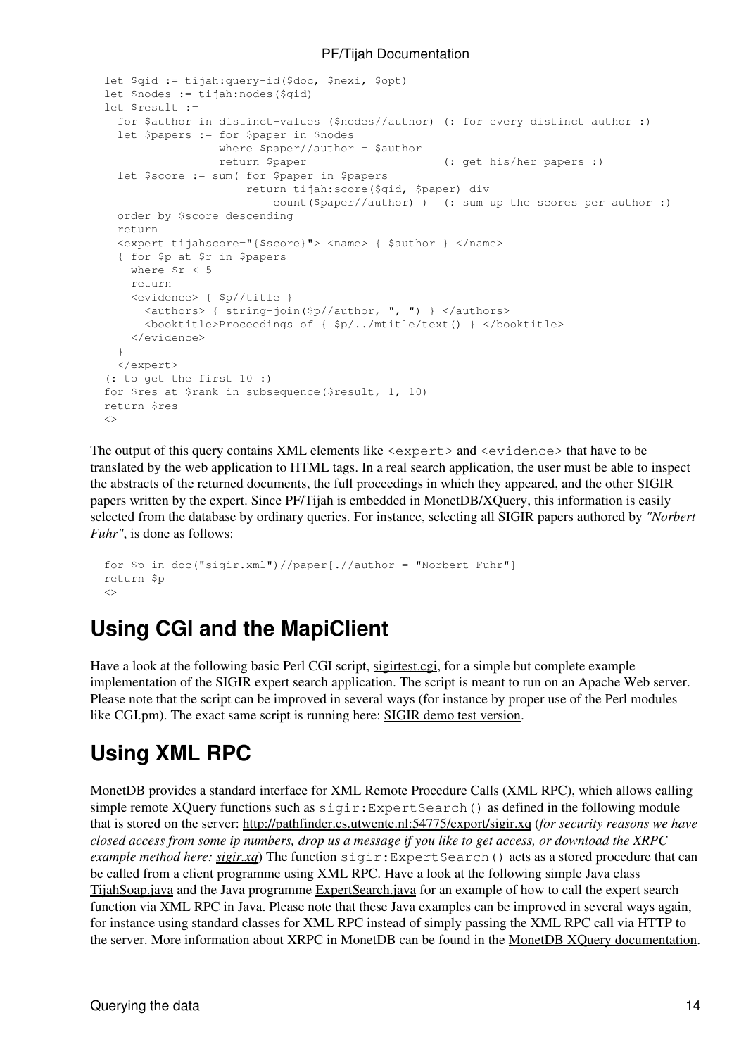```
let $qid := tijah:query-id($doc, $nexi, $opt)
let $nodes := tijah:nodes($qid)
let $result :=
  for $author in distinct-values ($nodes//author) (: for every distinct author :)
  let $papers := for $paper in $nodes
                 where $paper//author = $author
                 return $paper                    (: get his/her papers :)
  let $score := sum( for $paper in $papers
                     return tijah:score($qid, $paper) div
                         count($paper//author) )  (: sum up the scores per author :)
  order by $score descending
  return
  <expert tijahscore="{$score}"> <name> { $author } </name>
  { for $p at $r in $papers
    where $r < 5
    return
    <evidence> { $p//title }
      <authors> { string-join($p//author, ", ") } </authors>
      <booktitle>Proceedings of { $p/../mtitle/text() } </booktitle>
    </evidence>
  }
  </expert>
(: to get the first 10 :)
for $res at $rank in subsequence($result, 1, 10)
return $res
<>
```

The output of this query contains XML elements like `<expert>` and `<evidence>` that have to be translated by the web application to HTML tags. In a real search application, the user must be able to inspect the abstracts of the returned documents, the full proceedings in which they appeared, and the other SIGIR papers written by the expert. Since PF/Tijah is embedded in MonetDB/XQuery, this information is easily selected from the database by ordinary queries. For instance, selecting all SIGIR papers authored by *"Norbert Fuhr"*, is done as follows:

```
for $p in doc("sigir.xml")//paper[.//author = "Norbert Fuhr"]
return $p
<>
```

## Using CGI and the MapiClient

Have a look at the following basic Perl CGI script, sigirtest.cgi, for a simple but complete example implementation of the SIGIR expert search application. The script is meant to run on an Apache Web server. Please note that the script can be improved in several ways (for instance by proper use of the Perl modules like CGI.pm). The exact same script is running here: SIGIR demo test version.

## Using XML RPC

MonetDB provides a standard interface for XML Remote Procedure Calls (XML RPC), which allows calling simple remote XQuery functions such as `sigir:ExpertSearch()` as defined in the following module that is stored on the server: http://pathfinder.cs.utwente.nl:54775/export/sigir.xq (*for security reasons we have closed access from some ip numbers, drop us a message if you like to get access, or download the XRPC example method here: sigir.xq*) The function `sigir:ExpertSearch()` acts as a stored procedure that can be called from a client programme using XML RPC. Have a look at the following simple Java class TijahSoap.java and the Java programme ExpertSearch.java for an example of how to call the expert search function via XML RPC in Java. Please note that these Java examples can be improved in several ways again, for instance using standard classes for XML RPC instead of simply passing the XML RPC call via HTTP to the server. More information about XRPC in MonetDB can be found in the MonetDB XQuery documentation.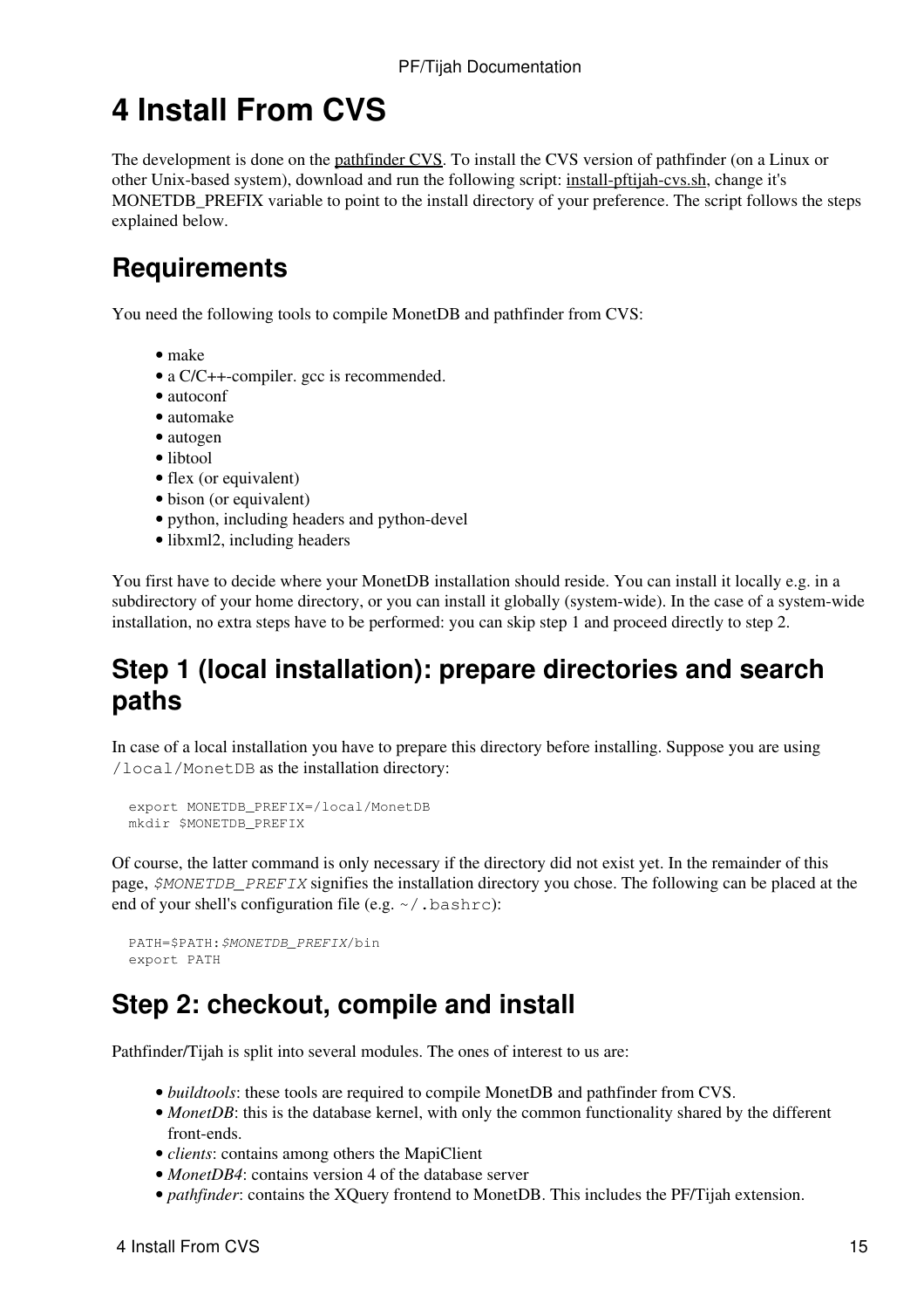# 4 Install From CVS

The development is done on the pathfinder CVS. To install the CVS version of pathfinder (on a Linux or other Unix-based system), download and run the following script: install-pftijah-cvs.sh, change it's MONETDB_PREFIX variable to point to the install directory of your preference. The script follows the steps explained below.

## Requirements

You need the following tools to compile MonetDB and pathfinder from CVS:

- make
- a C/C++-compiler. gcc is recommended.
- autoconf
- automake
- autogen
- libtool
- flex (or equivalent)
- bison (or equivalent)
- python, including headers and python-devel
- libxml2, including headers

You first have to decide where your MonetDB installation should reside. You can install it locally e.g. in a subdirectory of your home directory, or you can install it globally (system-wide). In the case of a system-wide installation, no extra steps have to be performed: you can skip step 1 and proceed directly to step 2.

## Step 1 (local installation): prepare directories and search paths

In case of a local installation you have to prepare this directory before installing. Suppose you are using `/local/MonetDB` as the installation directory:

```
export MONETDB_PREFIX=/local/MonetDB
mkdir $MONETDB_PREFIX
```

Of course, the latter command is only necessary if the directory did not exist yet. In the remainder of this page, *`$MONETDB_PREFIX`* signifies the installation directory you chose. The following can be placed at the end of your shell's configuration file (e.g. `~/.bashrc`):

```
PATH=$PATH:$MONETDB_PREFIX/bin
export PATH
```

## Step 2: checkout, compile and install

Pathfinder/Tijah is split into several modules. The ones of interest to us are:

- *buildtools*: these tools are required to compile MonetDB and pathfinder from CVS.
- *MonetDB*: this is the database kernel, with only the common functionality shared by the different front-ends.
- *clients*: contains among others the MapiClient
- *MonetDB4*: contains version 4 of the database server
- *pathfinder*: contains the XQuery frontend to MonetDB. This includes the PF/Tijah extension.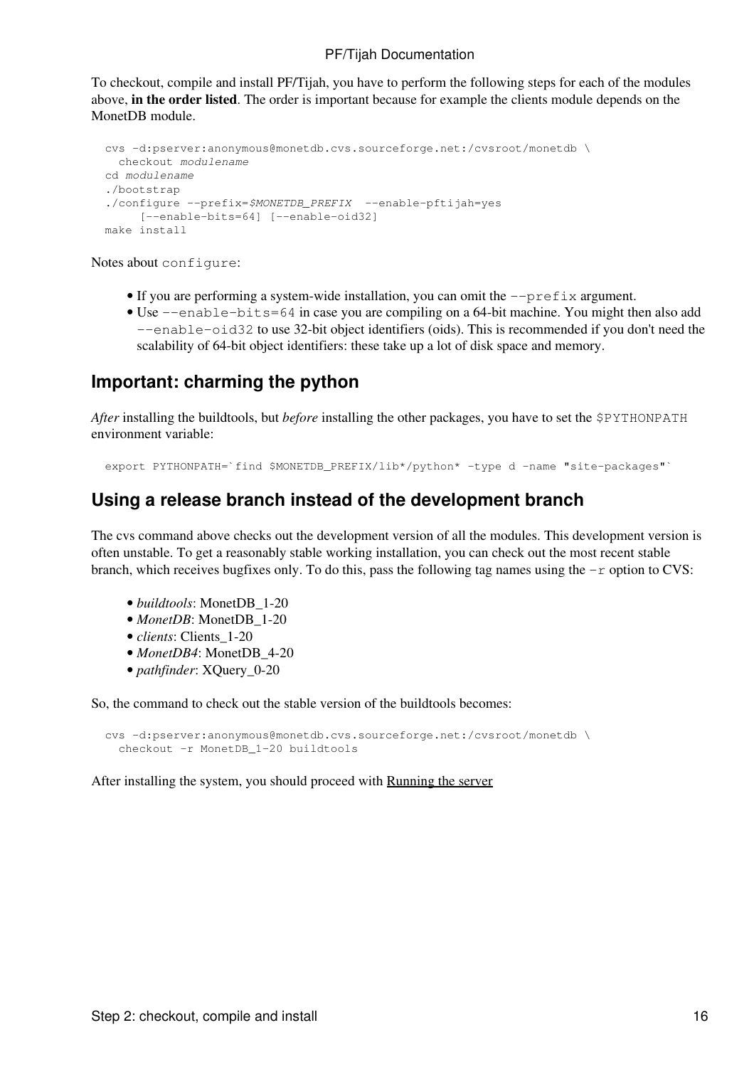To checkout, compile and install PF/Tijah, you have to perform the following steps for each of the modules above, **in the order listed**. The order is important because for example the clients module depends on the MonetDB module.

```
cvs -d:pserver:anonymous@monetdb.cvs.sourceforge.net:/cvsroot/monetdb \
  checkout modulename
cd modulename
./bootstrap
./configure --prefix=$MONETDB_PREFIX  --enable-pftijah=yes
     [--enable-bits=64] [--enable-oid32]
make install
```

Notes about `configure`:

- If you are performing a system-wide installation, you can omit the `--prefix` argument.
- Use `--enable-bits=64` in case you are compiling on a 64-bit machine. You might then also add `--enable-oid32` to use 32-bit object identifiers (oids). This is recommended if you don't need the scalability of 64-bit object identifiers: these take up a lot of disk space and memory.

## Important: charming the python

*After* installing the buildtools, but *before* installing the other packages, you have to set the `$PYTHONPATH` environment variable:

```
export PYTHONPATH=`find $MONETDB_PREFIX/lib*/python* -type d -name "site-packages"`
```

## Using a release branch instead of the development branch

The cvs command above checks out the development version of all the modules. This development version is often unstable. To get a reasonably stable working installation, you can check out the most recent stable branch, which receives bugfixes only. To do this, pass the following tag names using the `-r` option to CVS:

- *buildtools*: MonetDB_1-20
- *MonetDB*: MonetDB_1-20
- *clients*: Clients_1-20
- *MonetDB4*: MonetDB_4-20
- *pathfinder*: XQuery_0-20

So, the command to check out the stable version of the buildtools becomes:

```
cvs -d:pserver:anonymous@monetdb.cvs.sourceforge.net:/cvsroot/monetdb \
  checkout -r MonetDB_1-20 buildtools
```

After installing the system, you should proceed with Running the server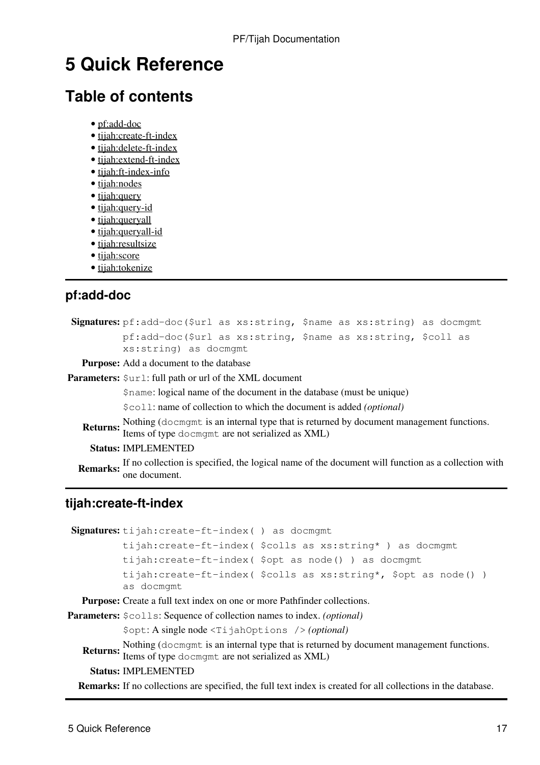# 5 Quick Reference

## Table of contents

- pf:add-doc
- tijah:create-ft-index
- tijah:delete-ft-index
- tijah:extend-ft-index
- tijah:ft-index-info
- tijah:nodes
- tijah:query
- tijah:query-id
- tijah:queryall
- tijah:queryall-id
- tijah:resultsize
- tijah:score
- tijah:tokenize

---

### pf:add-doc

| | |
|---|---|
| **Signatures:** | `pf:add-doc($url as xs:string, $name as xs:string) as docmgmt` |
| | `pf:add-doc($url as xs:string, $name as xs:string, $coll as xs:string) as docmgmt` |
| **Purpose:** | Add a document to the database |
| **Parameters:** | `$url`: full path or url of the XML document |
| | `$name`: logical name of the document in the database (must be unique) |
| | `$coll`: name of collection to which the document is added *(optional)* |
| **Returns:** | Nothing (`docmgmt` is an internal type that is returned by document management functions. Items of type `docmgmt` are not serialized as XML) |
| **Status:** | IMPLEMENTED |
| **Remarks:** | If no collection is specified, the logical name of the document will function as a collection with one document. |

---

### tijah:create-ft-index

| | |
|---|---|
| **Signatures:** | `tijah:create-ft-index( ) as docmgmt` |
| | `tijah:create-ft-index( $colls as xs:string* ) as docmgmt` |
| | `tijah:create-ft-index( $opt as node() ) as docmgmt` |
| | `tijah:create-ft-index( $colls as xs:string*, $opt as node() ) as docmgmt` |
| **Purpose:** | Create a full text index on one or more Pathfinder collections. |
| **Parameters:** | `$colls`: Sequence of collection names to index. *(optional)* |
| | `$opt`: A single node `<TijahOptions />` *(optional)* |
| **Returns:** | Nothing (`docmgmt` is an internal type that is returned by document management functions. Items of type `docmgmt` are not serialized as XML) |
| **Status:** | IMPLEMENTED |
| **Remarks:** | If no collections are specified, the full text index is created for all collections in the database. |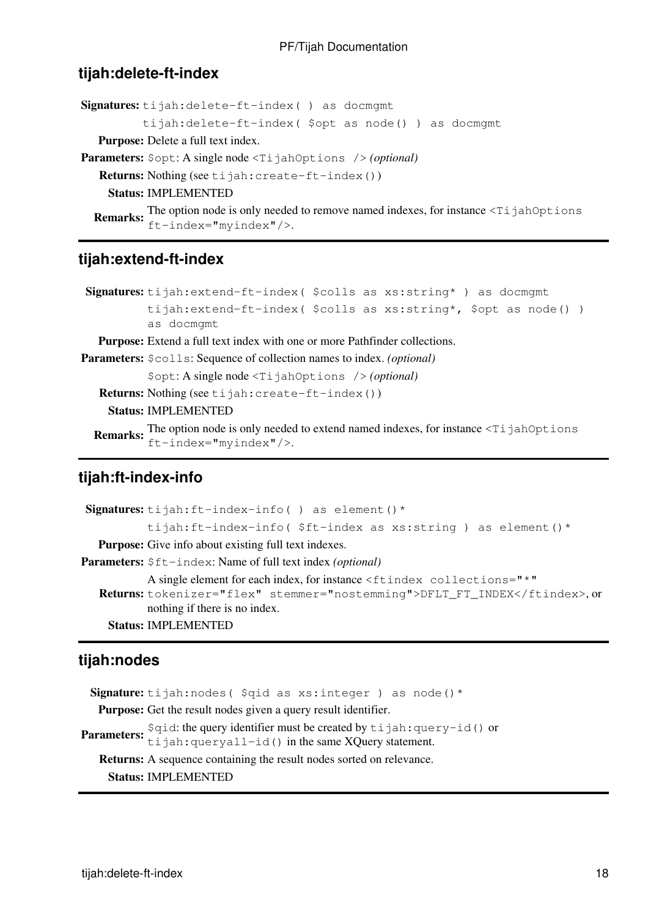### tijah:delete-ft-index

**Signatures:** `tijah:delete-ft-index( ) as docmgmt`
`tijah:delete-ft-index( $opt as node() ) as docmgmt`

**Purpose:** Delete a full text index.

**Parameters:** `$opt`: A single node `<TijahOptions />` *(optional)*

**Returns:** Nothing (see `tijah:create-ft-index()`)

**Status:** IMPLEMENTED

**Remarks:** The option node is only needed to remove named indexes, for instance `<TijahOptions ft-index="myindex"/>`.

---

### tijah:extend-ft-index

**Signatures:** `tijah:extend-ft-index( $colls as xs:string* ) as docmgmt`
`tijah:extend-ft-index( $colls as xs:string*, $opt as node() ) as docmgmt`

**Purpose:** Extend a full text index with one or more Pathfinder collections.

**Parameters:** `$colls`: Sequence of collection names to index. *(optional)*
`$opt`: A single node `<TijahOptions />` *(optional)*

**Returns:** Nothing (see `tijah:create-ft-index()`)

**Status:** IMPLEMENTED

**Remarks:** The option node is only needed to extend named indexes, for instance `<TijahOptions ft-index="myindex"/>`.

---

### tijah:ft-index-info

**Signatures:** `tijah:ft-index-info( ) as element()*`
`tijah:ft-index-info( $ft-index as xs:string ) as element()*`

**Purpose:** Give info about existing full text indexes.

**Parameters:** `$ft-index`: Name of full text index *(optional)*

**Returns:** A single element for each index, for instance `<ftindex collections="*" tokenizer="flex" stemmer="nostemming">DFLT_FT_INDEX</ftindex>`, or nothing if there is no index.

**Status:** IMPLEMENTED

---

### tijah:nodes

**Signature:** `tijah:nodes( $qid as xs:integer ) as node()*`

**Purpose:** Get the result nodes given a query result identifier.

**Parameters:** `$qid`: the query identifier must be created by `tijah:query-id()` or `tijah:queryall-id()` in the same XQuery statement.

**Returns:** A sequence containing the result nodes sorted on relevance.

**Status:** IMPLEMENTED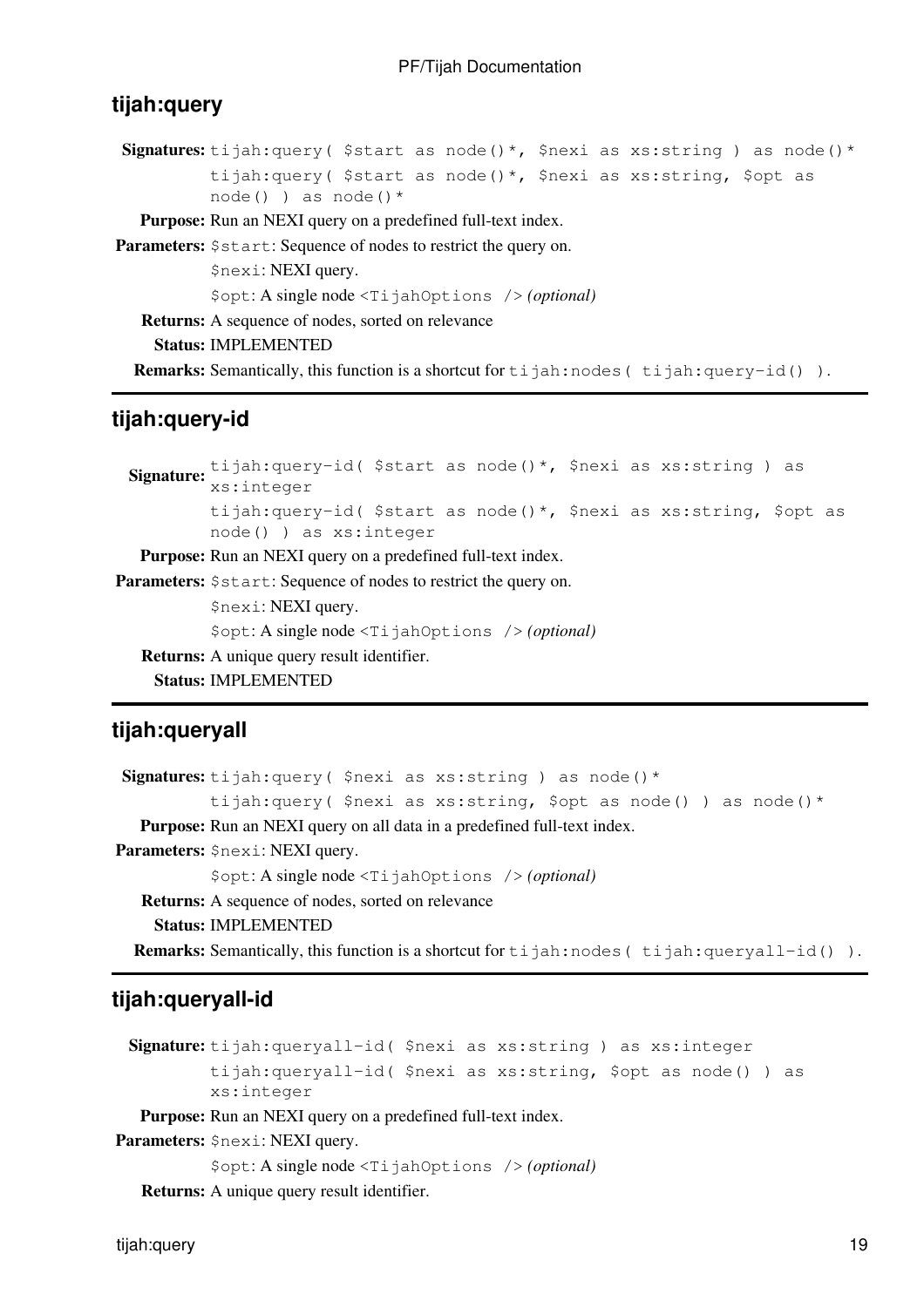## tijah:query

**Signatures:** `tijah:query( $start as node()*, $nexi as xs:string ) as node()*`
`tijah:query( $start as node()*, $nexi as xs:string, $opt as node() ) as node()*`

**Purpose:** Run an NEXI query on a predefined full-text index.

**Parameters:** `$start`: Sequence of nodes to restrict the query on.
`$nexi`: NEXI query.
`$opt`: A single node `<TijahOptions />` *(optional)*

**Returns:** A sequence of nodes, sorted on relevance

**Status:** IMPLEMENTED

**Remarks:** Semantically, this function is a shortcut for `tijah:nodes( tijah:query-id() )`.

## tijah:query-id

**Signature:** `tijah:query-id( $start as node()*, $nexi as xs:string ) as xs:integer`
`tijah:query-id( $start as node()*, $nexi as xs:string, $opt as node() ) as xs:integer`

**Purpose:** Run an NEXI query on a predefined full-text index.

**Parameters:** `$start`: Sequence of nodes to restrict the query on.
`$nexi`: NEXI query.
`$opt`: A single node `<TijahOptions />` *(optional)*

**Returns:** A unique query result identifier.

**Status:** IMPLEMENTED

## tijah:queryall

**Signatures:** `tijah:query( $nexi as xs:string ) as node()*`
`tijah:query( $nexi as xs:string, $opt as node() ) as node()*`

**Purpose:** Run an NEXI query on all data in a predefined full-text index.

**Parameters:** `$nexi`: NEXI query.
`$opt`: A single node `<TijahOptions />` *(optional)*

**Returns:** A sequence of nodes, sorted on relevance

**Status:** IMPLEMENTED

**Remarks:** Semantically, this function is a shortcut for `tijah:nodes( tijah:queryall-id() )`.

## tijah:queryall-id

**Signature:** `tijah:queryall-id( $nexi as xs:string ) as xs:integer`
`tijah:queryall-id( $nexi as xs:string, $opt as node() ) as xs:integer`

**Purpose:** Run an NEXI query on a predefined full-text index.

**Parameters:** `$nexi`: NEXI query.
`$opt`: A single node `<TijahOptions />` *(optional)*

**Returns:** A unique query result identifier.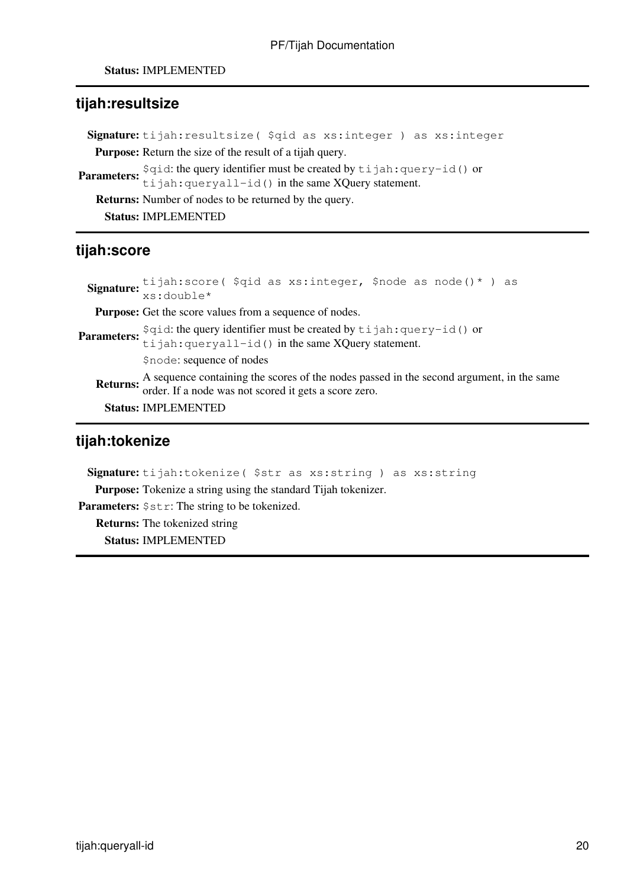**Status:** IMPLEMENTED

## tijah:resultsize

**Signature:** `tijah:resultsize( $qid as xs:integer ) as xs:integer`

**Purpose:** Return the size of the result of a tijah query.

**Parameters:** `$qid`: the query identifier must be created by `tijah:query-id()` or `tijah:queryall-id()` in the same XQuery statement.

**Returns:** Number of nodes to be returned by the query.

**Status:** IMPLEMENTED

## tijah:score

**Signature:** `tijah:score( $qid as xs:integer, $node as node()* ) as xs:double*`

**Purpose:** Get the score values from a sequence of nodes.

**Parameters:** `$qid`: the query identifier must be created by `tijah:query-id()` or `tijah:queryall-id()` in the same XQuery statement.

`$node`: sequence of nodes

**Returns:** A sequence containing the scores of the nodes passed in the second argument, in the same order. If a node was not scored it gets a score zero.

**Status:** IMPLEMENTED

## tijah:tokenize

**Signature:** `tijah:tokenize( $str as xs:string ) as xs:string`

**Purpose:** Tokenize a string using the standard Tijah tokenizer.

**Parameters:** `$str`: The string to be tokenized.

**Returns:** The tokenized string

**Status:** IMPLEMENTED